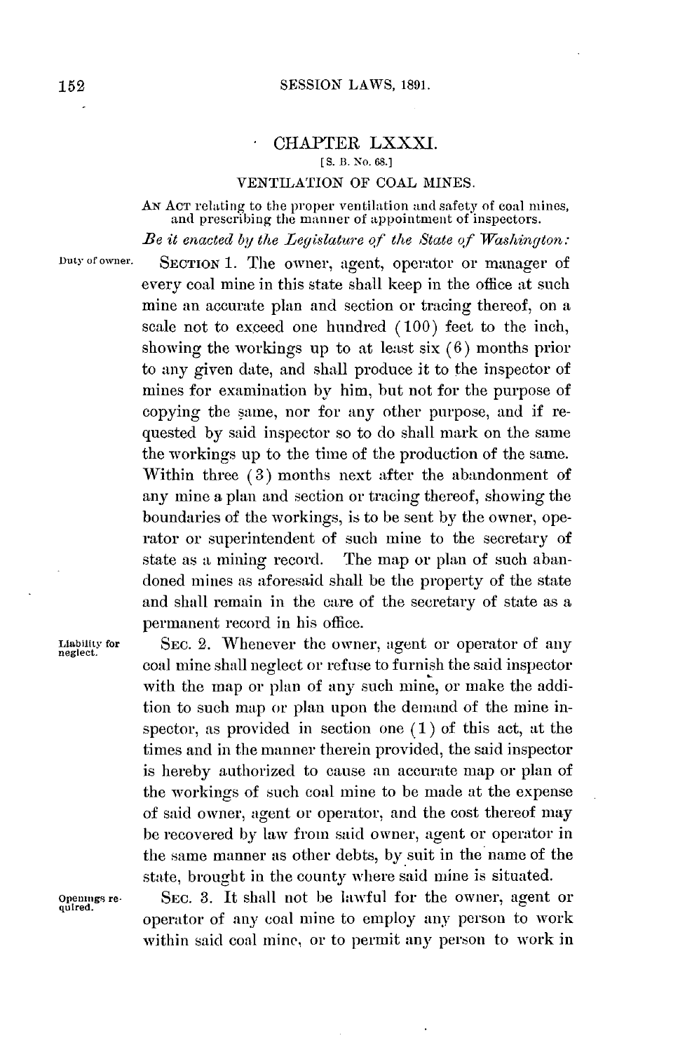## CHAPTER LXXXI.

[S. B. No. 68.]

### VENTILATION OF COAL MINES.

AN ACT relating to the proper ventilation and safety of coal mines, and prescribing the manner of appointment of inspectors.

*Be it enacted by the Legislature of the State of Washington:*

Duty of owner.

SECTION 1. The owner, agent, operator or manager of every coal mine in this state shall keep in the office at such mine an accurate plan and section or tracing thereof, on a scale not to exceed one hundred (100) feet to the inch, showing the workings up to at least six (6) months prior to any given date, and shall produce it to the inspector of mines for examination by him, but not for the purpose of copying the same, nor for any other purpose, and if requested by said inspector so to do shall mark on the same the workings up to the time of the production of the same. Within three (3) months next after the abandonment of any mine a plan and section or tracing thereof, showing the boundaries of the workings, is to be sent by the owner, operator or superintendent of such mine to the secretary of state as a mining record. The map or plan of such abandoned mines as aforesaid shall be the property of the state and shall remain in the care of the secretary of state as a permanent record in his office.

Liability for neglect.

SEC. 2. Whenever the owner, agent or operator of any coal mine shall neglect or refuse to furnish the said inspector with the map or plan of any such mine, or make the addition to such map or plan upon the demand of the mine inspector, as provided in section one (1) of this act, at the times and in the manner therein provided, the said inspector is hereby authorized to cause an accurate map or plan of the workings of such coal mine to be made at the expense of said owner, agent or operator, and the cost thereof may be recovered by law from said owner, agent or operator in the same manner as other debts, by suit in the name of the state, brought in the county where said mine is situated.

Openings required.

SEC. 3. It shall not be lawful for the owner, agent or operator of any coal mine to employ any person to work within said coal mine, or to permit any person to work in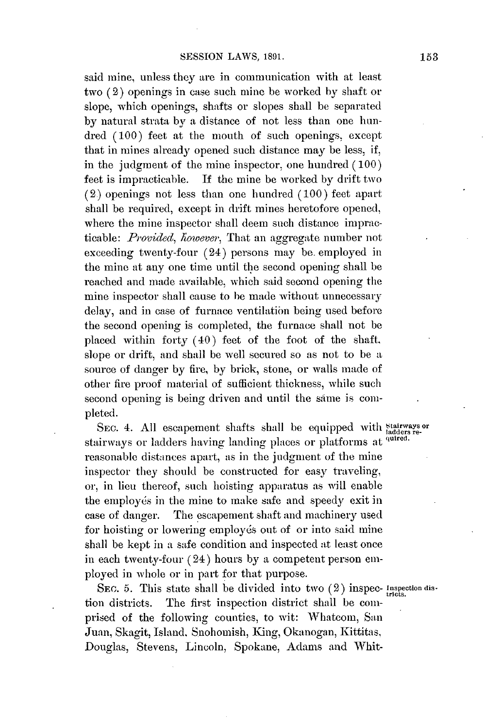said mine, unless they are in communication with at least two (2) openings in case such mine be worked by shaft or slope, which openings, shafts or slopes shall be separated by natural strata by a distance of not less than one hundred (100) feet at the mouth of such openings, except that in mines already opened such distance may be less, if, in the judgment of the mine inspector, one hundred (100) feet is impracticable. If the mine be worked by drift two (2) openings not less than one hundred (100) feet apart shall be required, except in drift mines heretofore opened, where the mine inspector shall deem such distance impracticable: *Provided, however,* That an aggregate number not exceeding twenty-four (24) persons may be employed in the mine at any one time until the second opening shall be reached and made available, which said second opening the mine inspector shall cause to be made without unnecessary delay, and in case of furnace ventilation being used before the second opening is completed, the furnace shall not be placed within forty (40) feet of the foot of the shaft, slope or drift, and shall be well secured so as not to be a source of danger by fire, by brick, stone, or walls made of other fire proof material of sufficient thickness, while such second opening is being driven and until the same is completed.

Stairways or ladders required.

SEC. 4. All escapement shafts shall be equipped with stairways or ladders having landing places or platforms at reasonable distances apart, as in the judgment of the mine inspector they should be constructed for easy traveling, or, in lieu thereof, such hoisting apparatus as will enable the employés in the mine to make safe and speedy exit in case of danger. The escapement shaft and machinery used for hoisting or lowering employés out of or into said mine shall be kept in a safe condition and inspected at least once in each twenty-four (24) hours by a competent person employed in whole or in part for that purpose.

Inspection districts.

SEC. 5. This state shall be divided into two (2) inspection districts. The first inspection district shall be comprised of the following counties, to wit: Whatcom, San Juan, Skagit, Island, Snohomish, King, Okanogan, Kittitas, Douglas, Stevens, Lincoln, Spokane, Adams and Whit-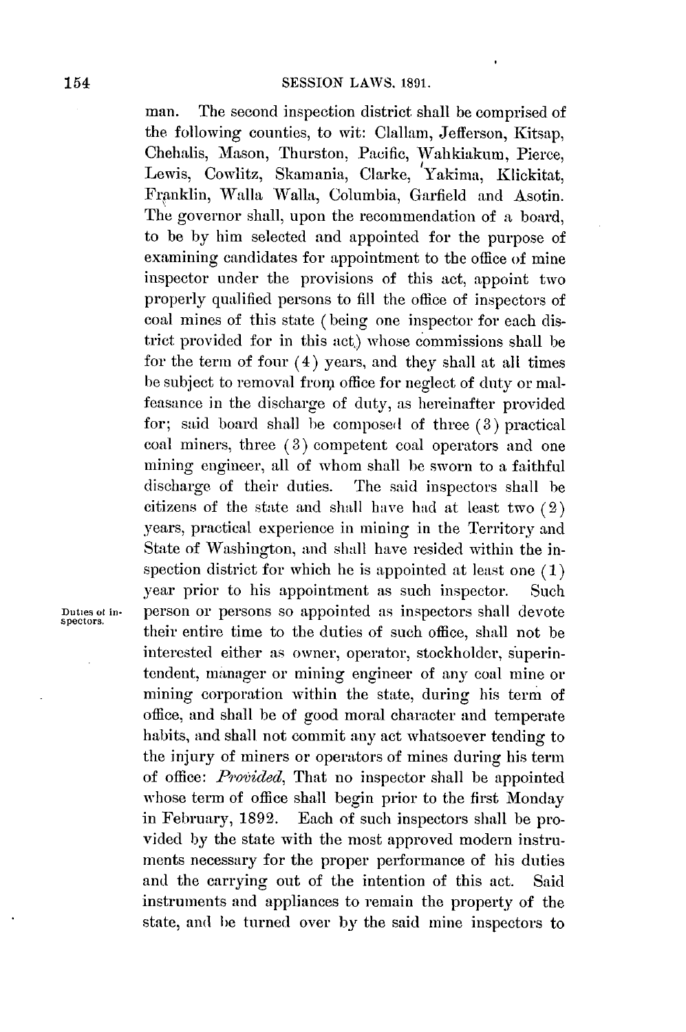man. The second inspection district shall be comprised of the following counties, to wit: Clallam, Jefferson, Kitsap, Chehalis, Mason, Thurston, Pacific, Wahkiakum, Pierce, Lewis, Cowlitz, Skamania, Clarke, Yakima, Klickitat, Franklin, Walla Walla, Columbia, Garfield and Asotin. The governor shall, upon the recommendation of a board, to be by him selected and appointed for the purpose of examining candidates for appointment to the office of mine inspector under the provisions of this act, appoint two properly qualified persons to fill the office of inspectors of coal mines of this state (being one inspector for each district provided for in this act) whose commissions shall be for the term of four (4) years, and they shall at all times be subject to removal from office for neglect of duty or malfeasance in the discharge of duty, as hereinafter provided for; said board shall be composed of three (3) practical coal miners, three (3) competent coal operators and one mining engineer, all of whom shall be sworn to a faithful discharge of their duties. The said inspectors shall be citizens of the state and shall have had at least two (2) years, practical experience in mining in the Territory and State of Washington, and shall have resided within the inspection district for which he is appointed at least one (1) year prior to his appointment as such inspector. Such person or persons so appointed as inspectors shall devote their entire time to the duties of such office, shall not be interested either as owner, operator, stockholder, superintendent, manager or mining engineer of any coal mine or mining corporation within the state, during his term of office, and shall be of good moral character and temperate habits, and shall not commit any act whatsoever tending to the injury of miners or operators of mines during his term of office: *Provided*, That no inspector shall be appointed whose term of office shall begin prior to the first Monday in February, 1892. Each of such inspectors shall be provided by the state with the most approved modern instruments necessary for the proper performance of his duties and the carrying out of the intention of this act. Said instruments and appliances to remain the property of the state, and be turned over by the said mine inspectors to

Duties of inspectors.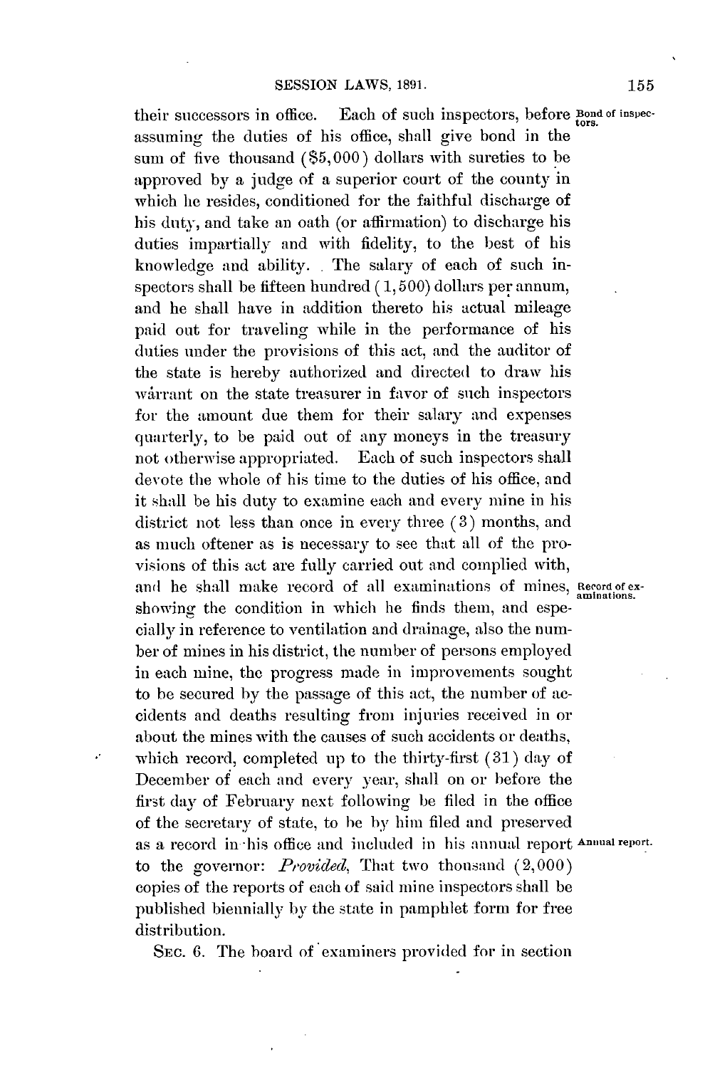their successors in office. Each of such inspectors, before assuming the duties of his office, shall give bond in the sum of five thousand ($5,000) dollars with sureties to be approved by a judge of a superior court of the county in which he resides, conditioned for the faithful discharge of his duty, and take an oath (or affirmation) to discharge his duties impartially and with fidelity, to the best of his knowledge and ability. The salary of each of such inspectors shall be fifteen hundred (1,500) dollars per annum, and he shall have in addition thereto his actual mileage paid out for traveling while in the performance of his duties under the provisions of this act, and the auditor of the state is hereby authorized and directed to draw his warrant on the state treasurer in favor of such inspectors for the amount due them for their salary and expenses quarterly, to be paid out of any moneys in the treasury not otherwise appropriated. Each of such inspectors shall devote the whole of his time to the duties of his office, and it shall be his duty to examine each and every mine in his district not less than once in every three (3) months, and as much oftener as is necessary to see that all of the provisions of this act are fully carried out and complied with, and he shall make record of all examinations of mines, showing the condition in which he finds them, and especially in reference to ventilation and drainage, also the number of mines in his district, the number of persons employed in each mine, the progress made in improvements sought to be secured by the passage of this act, the number of accidents and deaths resulting from injuries received in or about the mines with the causes of such accidents or deaths, which record, completed up to the thirty-first (31) day of December of each and every year, shall on or before the first day of February next following be filed in the office of the secretary of state, to be by him filed and preserved as a record in his office and included in his annual report to the governor: *Provided*, That two thousand (2,000) copies of the reports of each of said mine inspectors shall be published biennially by the state in pamphlet form for free distribution.

Bond of inspectors.

Record of examinations.

Annual report.

SEC. 6. The board of examiners provided for in section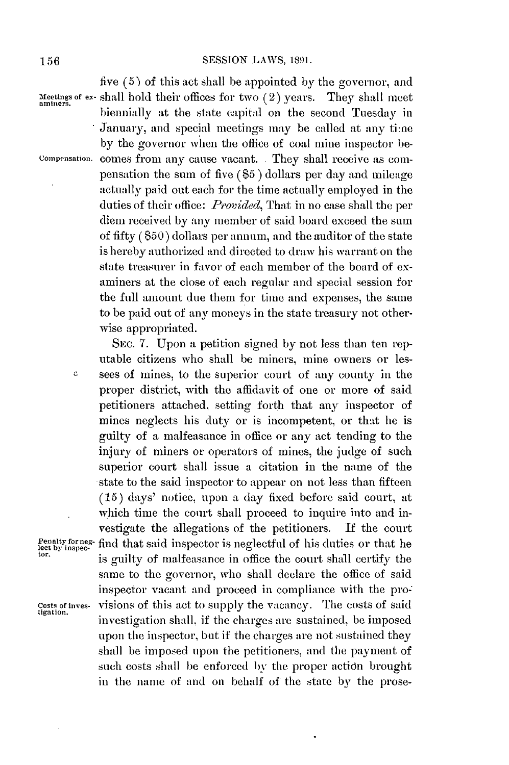five (5) of this act shall be appointed by the governor, and shall hold their offices for two (2) years. They shall meet biennially at the state capital on the second Tuesday in January, and special meetings may be called at any time by the governor when the office of coal mine inspector becomes from any cause vacant. They shall receive as compensation the sum of five ($5) dollars per day and mileage actually paid out each for the time actually employed in the duties of their office: *Provided*, That in no case shall the per diem received by any member of said board exceed the sum of fifty ($50) dollars per annum, and the auditor of the state is hereby authorized and directed to draw his warrant on the state treasurer in favor of each member of the board of examiners at the close of each regular and special session for the full amount due them for time and expenses, the same to be paid out of any moneys in the state treasury not otherwise appropriated.

Meetings of examiners.

Compensation.

SEC. 7. Upon a petition signed by not less than ten reputable citizens who shall be miners, mine owners or lessees of mines, to the superior court of any county in the proper district, with the affidavit of one or more of said petitioners attached, setting forth that any inspector of mines neglects his duty or is incompetent, or that he is guilty of a malfeasance in office or any act tending to the injury of miners or operators of mines, the judge of such superior court shall issue a citation in the name of the state to the said inspector to appear on not less than fifteen (15) days' notice, upon a day fixed before said court, at which time the court shall proceed to inquire into and investigate the allegations of the petitioners. If the court find that said inspector is neglectful of his duties or that he is guilty of malfeasance in office the court shall certify the same to the governor, who shall declare the office of said inspector vacant and proceed in compliance with the provisions of this act to supply the vacancy. The costs of said investigation shall, if the charges are sustained, be imposed upon the inspector, but if the charges are not sustained they shall be imposed upon the petitioners, and the payment of such costs shall be enforced by the proper action brought in the name of and on behalf of the state by the prose-

Penalty for neglect by inspector.

Costs of investigation.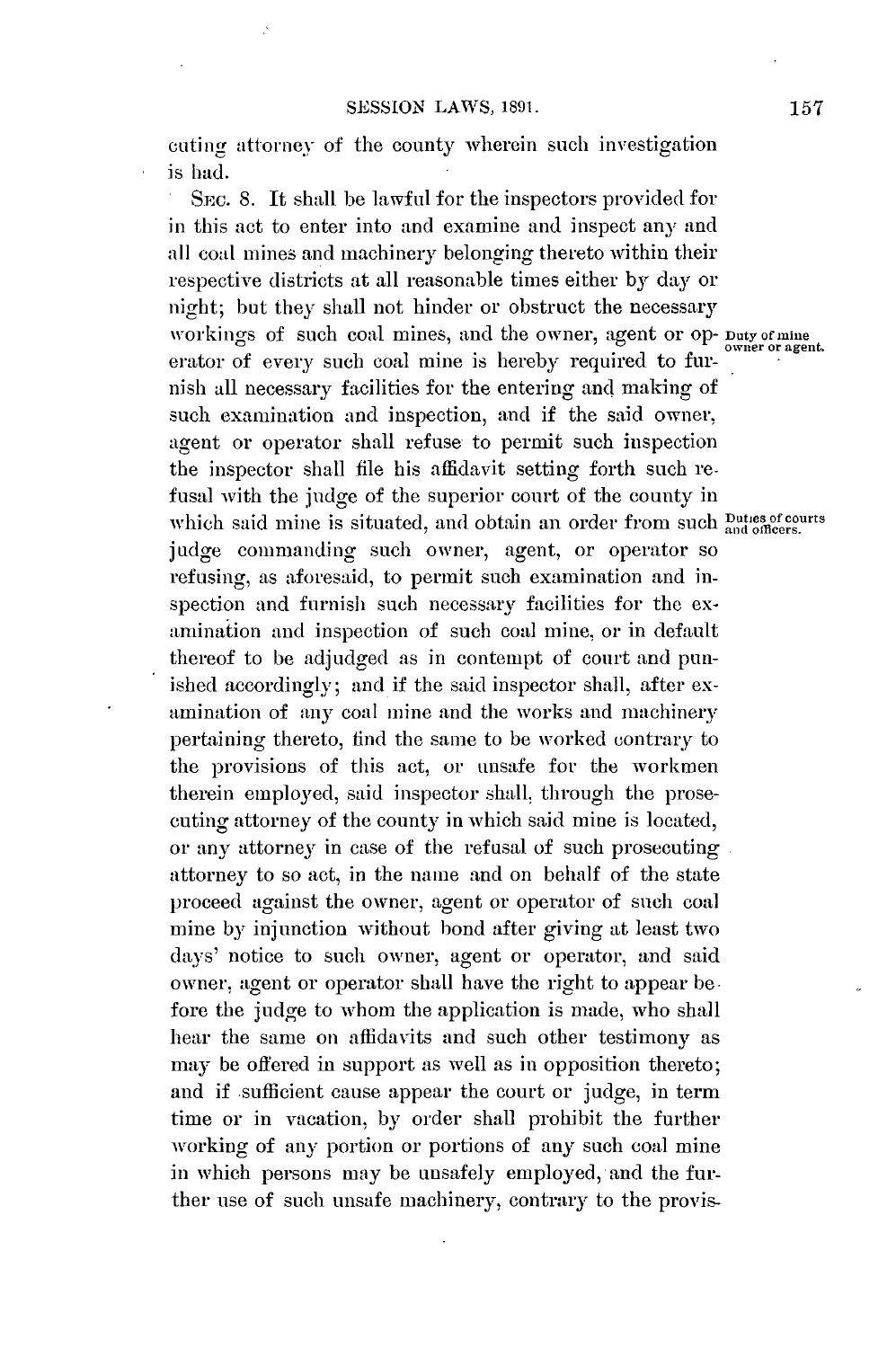cuting attorney of the county wherein such investigation is had.

SEC. 8. It shall be lawful for the inspectors provided for in this act to enter into and examine and inspect any and all coal mines and machinery belonging thereto within their respective districts at all reasonable times either by day or night; but they shall not hinder or obstruct the necessary workings of such coal mines, and the owner, agent or operator of every such coal mine is hereby required to furnish all necessary facilities for the entering and making of such examination and inspection, and if the said owner, agent or operator shall refuse to permit such inspection the inspector shall file his affidavit setting forth such refusal with the judge of the superior court of the county in which said mine is situated, and obtain an order from such judge commanding such owner, agent, or operator so refusing, as aforesaid, to permit such examination and inspection and furnish such necessary facilities for the examination and inspection of such coal mine, or in default thereof to be adjudged as in contempt of court and punished accordingly; and if the said inspector shall, after examination of any coal mine and the works and machinery pertaining thereto, find the same to be worked contrary to the provisions of this act, or unsafe for the workmen therein employed, said inspector shall, through the prosecuting attorney of the county in which said mine is located, or any attorney in case of the refusal of such prosecuting attorney to so act, in the name and on behalf of the state proceed against the owner, agent or operator of such coal mine by injunction without bond after giving at least two days' notice to such owner, agent or operator, and said owner, agent or operator shall have the right to appear before the judge to whom the application is made, who shall hear the same on affidavits and such other testimony as may be offered in support as well as in opposition thereto; and if sufficient cause appear the court or judge, in term time or in vacation, by order shall prohibit the further working of any portion or portions of any such coal mine in which persons may be unsafely employed, and the further use of such unsafe machinery, contrary to the provis-

*Duty of mine owner or agent.*

*Duties of courts and officers.*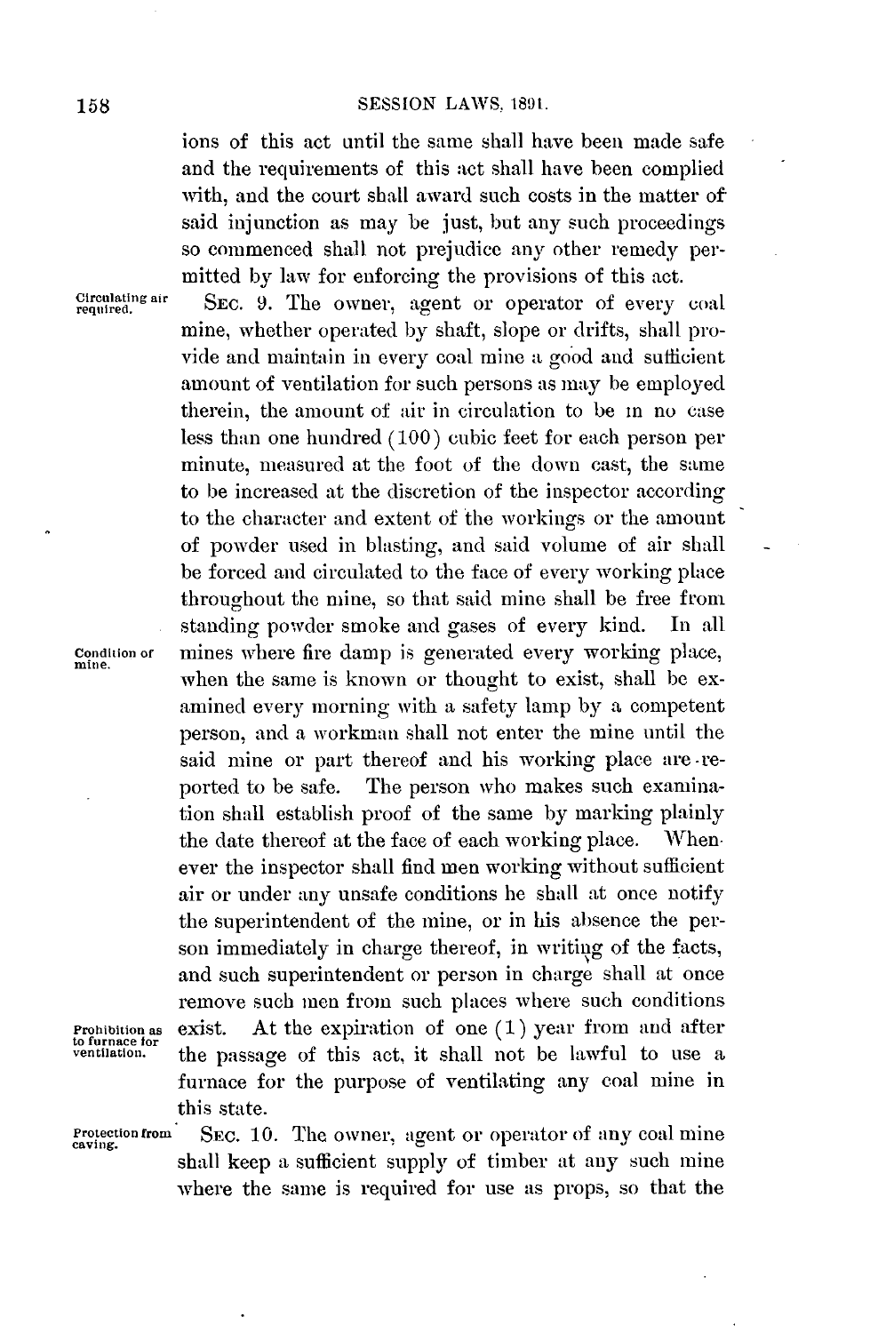ions of this act until the same shall have been made safe and the requirements of this act shall have been complied with, and the court shall award such costs in the matter of said injunction as may be just, but any such proceedings so commenced shall not prejudice any other remedy permitted by law for enforcing the provisions of this act.

Circulating air required.

SEC. 9. The owner, agent or operator of every coal mine, whether operated by shaft, slope or drifts, shall provide and maintain in every coal mine a good and sufficient amount of ventilation for such persons as may be employed therein, the amount of air in circulation to be in no case less than one hundred (100) cubic feet for each person per minute, measured at the foot of the down cast, the same to be increased at the discretion of the inspector according to the character and extent of the workings or the amount of powder used in blasting, and said volume of air shall be forced and circulated to the face of every working place throughout the mine, so that said mine shall be free from standing powder smoke and gases of every kind. In all mines where fire damp is generated every working place, when the same is known or thought to exist, shall be examined every morning with a safety lamp by a competent person, and a workman shall not enter the mine until the said mine or part thereof and his working place are reported to be safe. The person who makes such examination shall establish proof of the same by marking plainly the date thereof at the face of each working place. Whenever the inspector shall find men working without sufficient air or under any unsafe conditions he shall at once notify the superintendent of the mine, or in his absence the person immediately in charge thereof, in writing of the facts, and such superintendent or person in charge shall at once remove such men from such places where such conditions exist. At the expiration of one (1) year from and after the passage of this act, it shall not be lawful to use a furnace for the purpose of ventilating any coal mine in this state.

Condition of mine.

Prohibition as to furnace for ventilation.

Protection from caving.

SEC. 10. The owner, agent or operator of any coal mine shall keep a sufficient supply of timber at any such mine where the same is required for use as props, so that the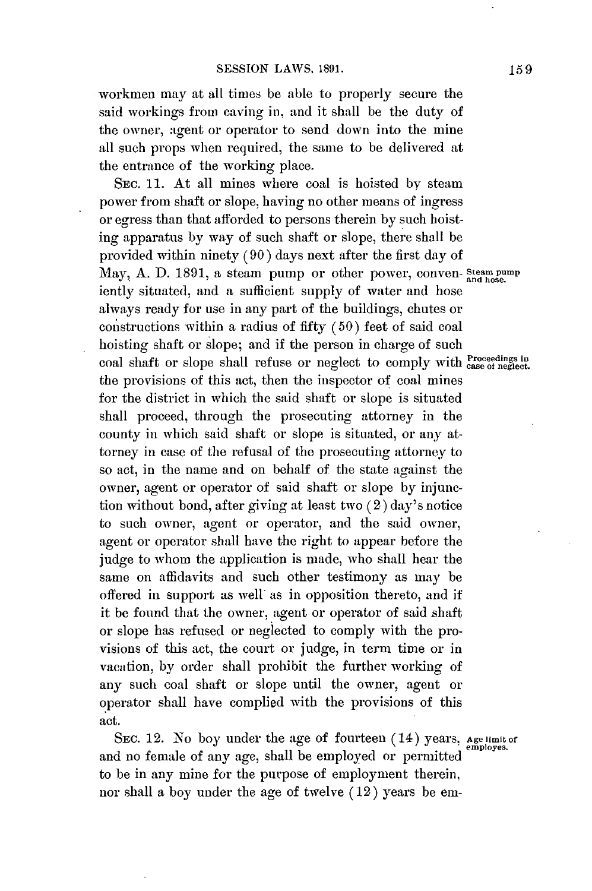workmen may at all times be able to properly secure the said workings from caving in, and it shall be the duty of the owner, agent or operator to send down into the mine all such props when required, the same to be delivered at the entrance of the working place.

SEC. 11. At all mines where coal is hoisted by steam power from shaft or slope, having no other means of ingress or egress than that afforded to persons therein by such hoisting apparatus by way of such shaft or slope, there shall be provided within ninety (90) days next after the first day of May, A. D. 1891, a steam pump or other power, conveniently situated, and a sufficient supply of water and hose always ready for use in any part of the buildings, chutes or constructions within a radius of fifty (50) feet of said coal hoisting shaft or slope; and if the person in charge of such coal shaft or slope shall refuse or neglect to comply with the provisions of this act, then the inspector of coal mines for the district in which the said shaft or slope is situated shall proceed, through the prosecuting attorney in the county in which said shaft or slope is situated, or any attorney in case of the refusal of the prosecuting attorney to so act, in the name and on behalf of the state against the owner, agent or operator of said shaft or slope by injunction without bond, after giving at least two (2) day's notice to such owner, agent or operator, and the said owner, agent or operator shall have the right to appear before the judge to whom the application is made, who shall hear the same on affidavits and such other testimony as may be offered in support as well as in opposition thereto, and if it be found that the owner, agent or operator of said shaft or slope has refused or neglected to comply with the provisions of this act, the court or judge, in term time or in vacation, by order shall prohibit the further working of any such coal shaft or slope until the owner, agent or operator shall have complied with the provisions of this act.

*Steam pump and hose.*

*Proceedings in case of neglect.*

SEC. 12. No boy under the age of fourteen (14) years, and no female of any age, shall be employed or permitted to be in any mine for the purpose of employment therein, nor shall a boy under the age of twelve (12) years be em-

*Age limit of employes.*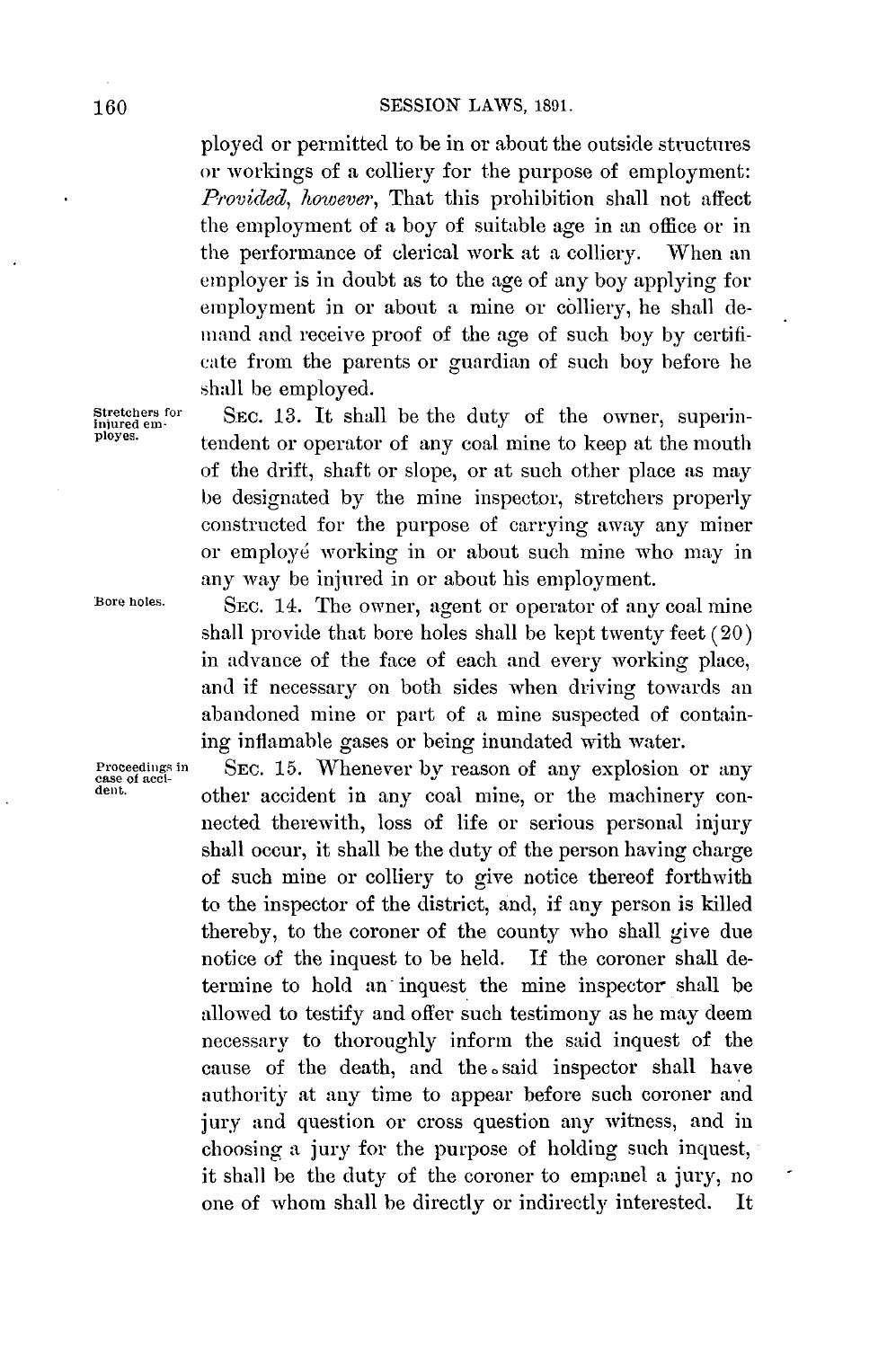ployed or permitted to be in or about the outside structures or workings of a colliery for the purpose of employment: *Provided, however*, That this prohibition shall not affect the employment of a boy of suitable age in an office or in the performance of clerical work at a colliery. When an employer is in doubt as to the age of any boy applying for employment in or about a mine or colliery, he shall demand and receive proof of the age of such boy by certificate from the parents or guardian of such boy before he shall be employed.

Stretchers for injured employes.

SEC. 13. It shall be the duty of the owner, superintendent or operator of any coal mine to keep at the mouth of the drift, shaft or slope, or at such other place as may be designated by the mine inspector, stretchers properly constructed for the purpose of carrying away any miner or employé working in or about such mine who may in any way be injured in or about his employment.

Bore holes.

SEC. 14. The owner, agent or operator of any coal mine shall provide that bore holes shall be kept twenty feet (20) in advance of the face of each and every working place, and if necessary on both sides when driving towards an abandoned mine or part of a mine suspected of containing inflamable gases or being inundated with water.

Proceedings in case of accident.

SEC. 15. Whenever by reason of any explosion or any other accident in any coal mine, or the machinery connected therewith, loss of life or serious personal injury shall occur, it shall be the duty of the person having charge of such mine or colliery to give notice thereof forthwith to the inspector of the district, and, if any person is killed thereby, to the coroner of the county who shall give due notice of the inquest to be held. If the coroner shall determine to hold an inquest the mine inspector shall be allowed to testify and offer such testimony as he may deem necessary to thoroughly inform the said inquest of the cause of the death, and the said inspector shall have authority at any time to appear before such coroner and jury and question or cross question any witness, and in choosing a jury for the purpose of holding such inquest, it shall be the duty of the coroner to empanel a jury, no one of whom shall be directly or indirectly interested. It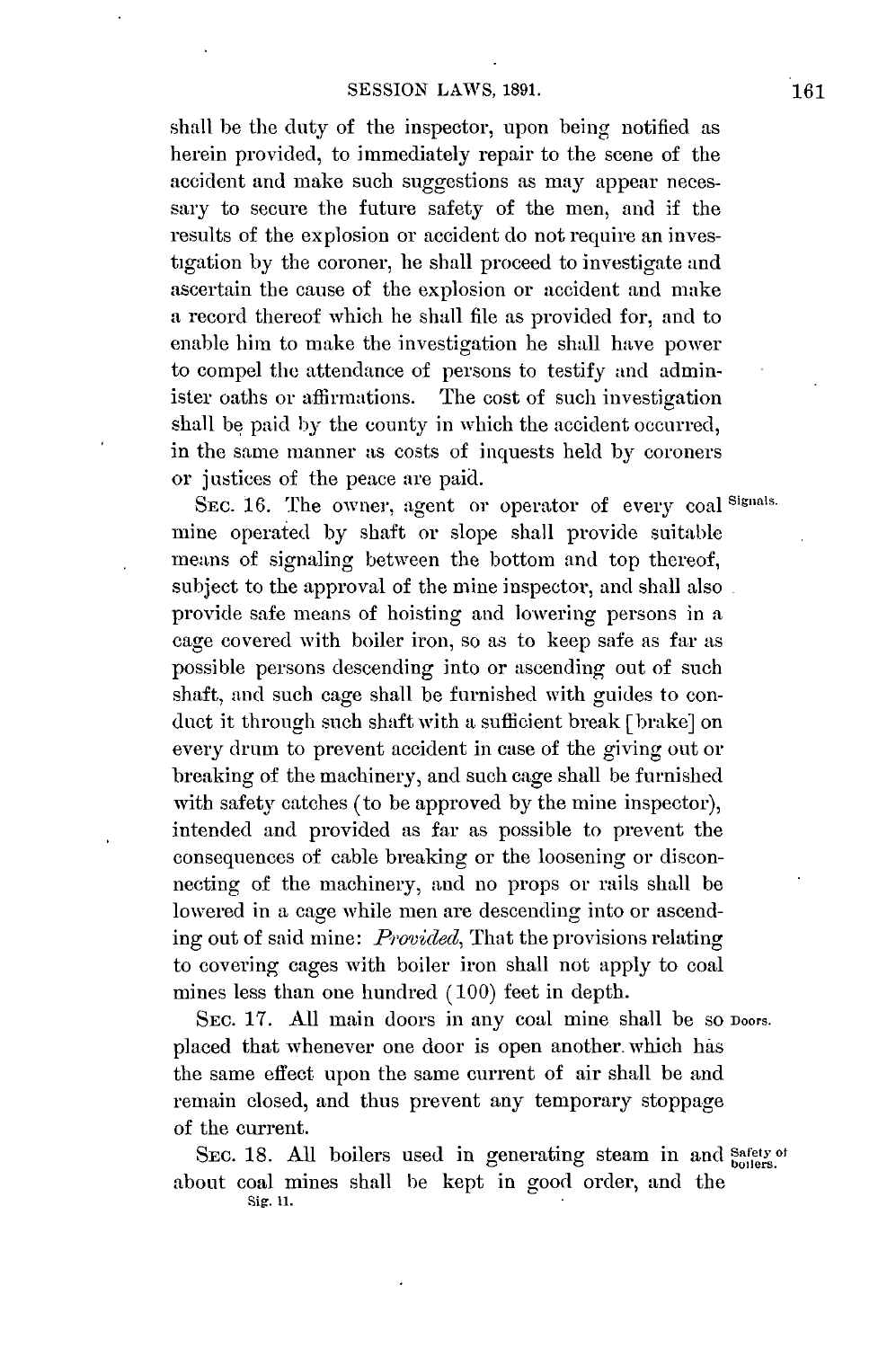shall be the duty of the inspector, upon being notified as herein provided, to immediately repair to the scene of the accident and make such suggestions as may appear necessary to secure the future safety of the men, and if the results of the explosion or accident do not require an investigation by the coroner, he shall proceed to investigate and ascertain the cause of the explosion or accident and make a record thereof which he shall file as provided for, and to enable him to make the investigation he shall have power to compel the attendance of persons to testify and administer oaths or affirmations. The cost of such investigation shall be paid by the county in which the accident occurred, in the same manner as costs of inquests held by coroners or justices of the peace are paid.

SEC. 16. The owner, agent or operator of every coal mine operated by shaft or slope shall provide suitable means of signaling between the bottom and top thereof, subject to the approval of the mine inspector, and shall also provide safe means of hoisting and lowering persons in a cage covered with boiler iron, so as to keep safe as far as possible persons descending into or ascending out of such shaft, and such cage shall be furnished with guides to conduct it through such shaft with a sufficient break [brake] on every drum to prevent accident in case of the giving out or breaking of the machinery, and such cage shall be furnished with safety catches (to be approved by the mine inspector), intended and provided as far as possible to prevent the consequences of cable breaking or the loosening or disconnecting of the machinery, and no props or rails shall be lowered in a cage while men are descending into or ascending out of said mine: *Provided*, That the provisions relating to covering cages with boiler iron shall not apply to coal mines less than one hundred (100) feet in depth.

Signals.

SEC. 17. All main doors in any coal mine shall be so placed that whenever one door is open another which has the same effect upon the same current of air shall be and remain closed, and thus prevent any temporary stoppage of the current.

Doors.

SEC. 18. All boilers used in generating steam in and about coal mines shall be kept in good order, and the

Safety of boilers.

Sig. 11.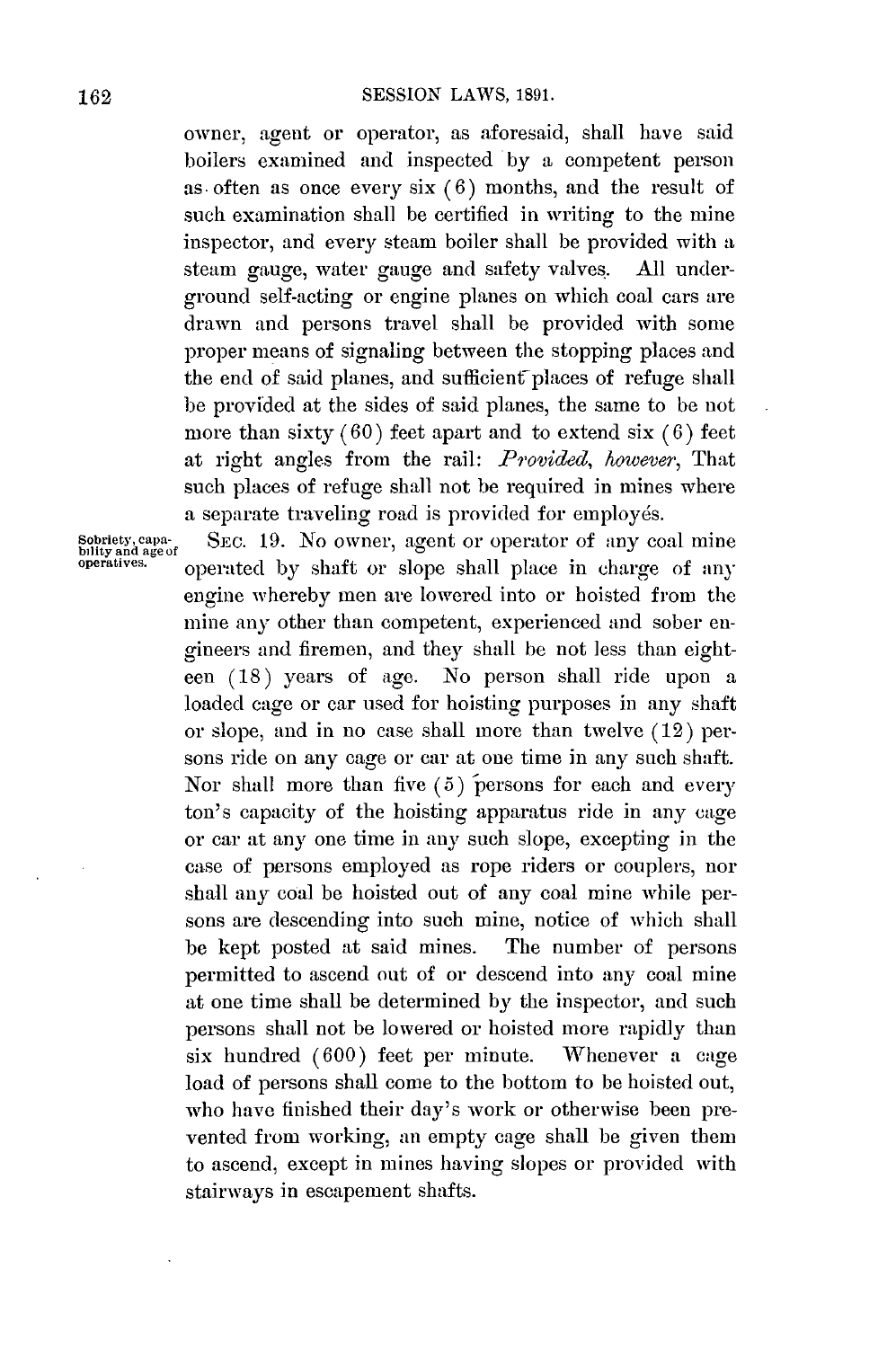owner, agent or operator, as aforesaid, shall have said boilers examined and inspected by a competent person as often as once every six (6) months, and the result of such examination shall be certified in writing to the mine inspector, and every steam boiler shall be provided with a steam gauge, water gauge and safety valves. All underground self-acting or engine planes on which coal cars are drawn and persons travel shall be provided with some proper means of signaling between the stopping places and the end of said planes, and sufficient places of refuge shall be provided at the sides of said planes, the same to be not more than sixty (60) feet apart and to extend six (6) feet at right angles from the rail: *Provided, however*, That such places of refuge shall not be required in mines where a separate traveling road is provided for employés.

Sobriety, capability and age of operatives.

SEC. 19. No owner, agent or operator of any coal mine operated by shaft or slope shall place in charge of any engine whereby men are lowered into or hoisted from the mine any other than competent, experienced and sober engineers and firemen, and they shall be not less than eighteen (18) years of age. No person shall ride upon a loaded cage or car used for hoisting purposes in any shaft or slope, and in no case shall more than twelve (12) persons ride on any cage or car at one time in any such shaft. Nor shall more than five (5) persons for each and every ton's capacity of the hoisting apparatus ride in any cage or car at any one time in any such slope, excepting in the case of persons employed as rope riders or couplers, nor shall any coal be hoisted out of any coal mine while persons are descending into such mine, notice of which shall be kept posted at said mines. The number of persons permitted to ascend out of or descend into any coal mine at one time shall be determined by the inspector, and such persons shall not be lowered or hoisted more rapidly than six hundred (600) feet per minute. Whenever a cage load of persons shall come to the bottom to be hoisted out, who have finished their day's work or otherwise been prevented from working, an empty cage shall be given them to ascend, except in mines having slopes or provided with stairways in escapement shafts.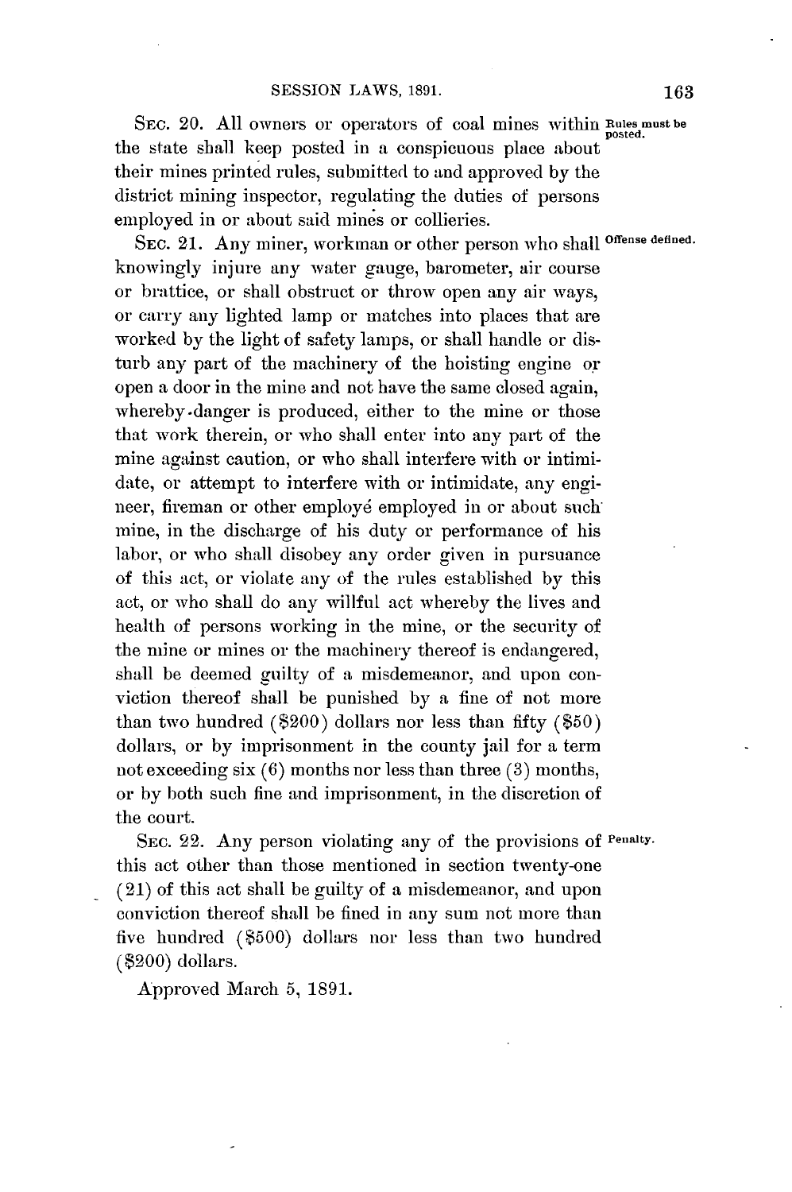SEC. 20. All owners or operators of coal mines within the state shall keep posted in a conspicuous place about their mines printed rules, submitted to and approved by the district mining inspector, regulating the duties of persons employed in or about said mines or collieries.

Rules must be posted.

SEC. 21. Any miner, workman or other person who shall knowingly injure any water gauge, barometer, air course or brattice, or shall obstruct or throw open any air ways, or carry any lighted lamp or matches into places that are worked by the light of safety lamps, or shall handle or disturb any part of the machinery of the hoisting engine or open a door in the mine and not have the same closed again, whereby danger is produced, either to the mine or those that work therein, or who shall enter into any part of the mine against caution, or who shall interfere with or intimidate, or attempt to interfere with or intimidate, any engineer, fireman or other employé employed in or about such mine, in the discharge of his duty or performance of his labor, or who shall disobey any order given in pursuance of this act, or violate any of the rules established by this act, or who shall do any willful act whereby the lives and health of persons working in the mine, or the security of the mine or mines or the machinery thereof is endangered, shall be deemed guilty of a misdemeanor, and upon conviction thereof shall be punished by a fine of not more than two hundred ($200) dollars nor less than fifty ($50) dollars, or by imprisonment in the county jail for a term not exceeding six (6) months nor less than three (3) months, or by both such fine and imprisonment, in the discretion of the court.

Offense defined.

SEC. 22. Any person violating any of the provisions of this act other than those mentioned in section twenty-one (21) of this act shall be guilty of a misdemeanor, and upon conviction thereof shall be fined in any sum not more than five hundred ($500) dollars nor less than two hundred ($200) dollars.

Penalty.

Approved March 5, 1891.